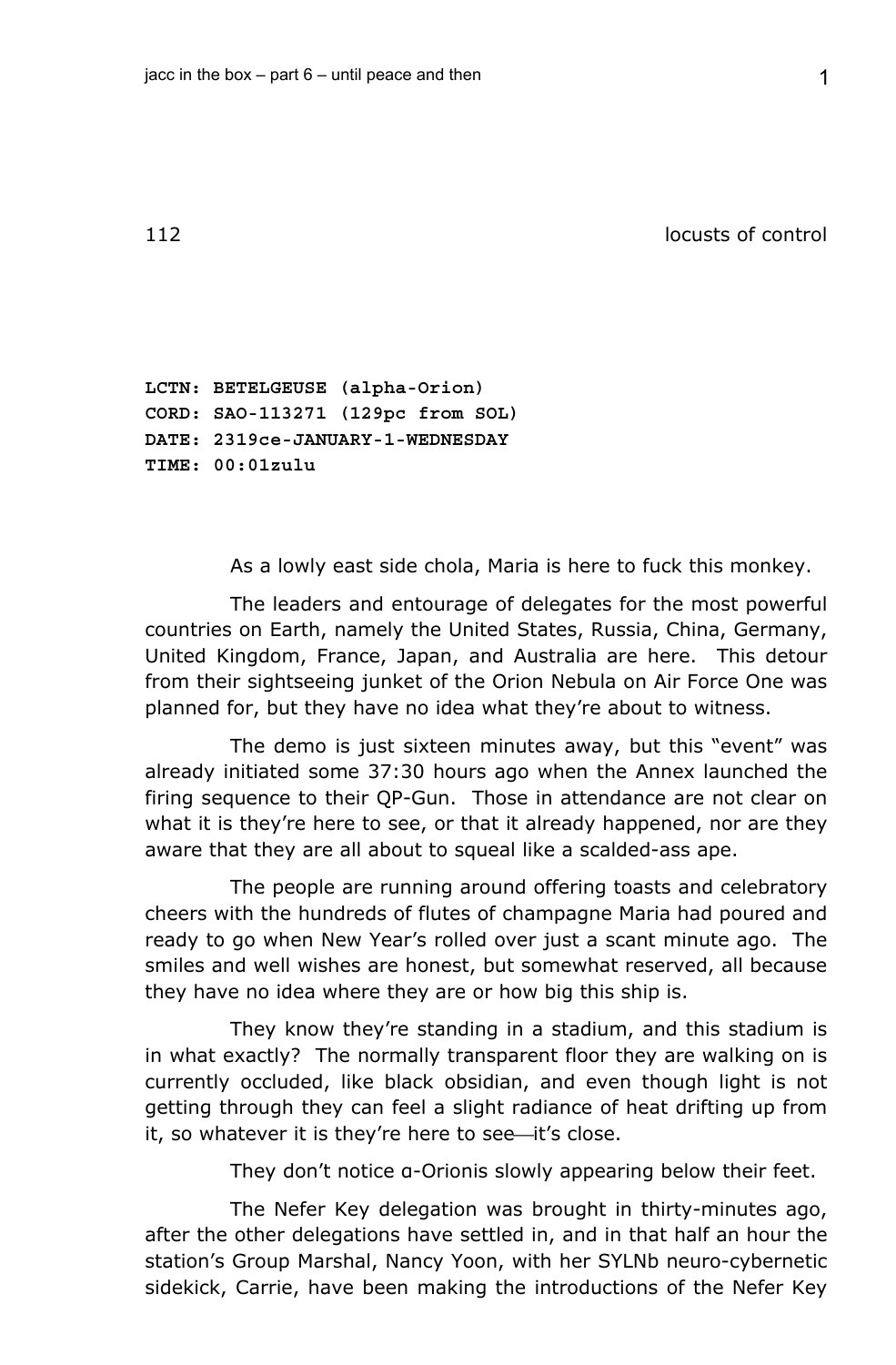## 112 locusts of control

**LCTN: BETELGEUSE (alpha-Orion)**
**CORD: SAO-113271 (129pc from SOL)**
**DATE: 2319ce-JANUARY-1-WEDNESDAY**
**TIME: 00:01zulu**

As a lowly east side chola, Maria is here to fuck this monkey.

The leaders and entourage of delegates for the most powerful countries on Earth, namely the United States, Russia, China, Germany, United Kingdom, France, Japan, and Australia are here. This detour from their sightseeing junket of the Orion Nebula on Air Force One was planned for, but they have no idea what they're about to witness.

The demo is just sixteen minutes away, but this "event" was already initiated some 37:30 hours ago when the Annex launched the firing sequence to their QP-Gun. Those in attendance are not clear on what it is they're here to see, or that it already happened, nor are they aware that they are all about to squeal like a scalded-ass ape.

The people are running around offering toasts and celebratory cheers with the hundreds of flutes of champagne Maria had poured and ready to go when New Year's rolled over just a scant minute ago. The smiles and well wishes are honest, but somewhat reserved, all because they have no idea where they are or how big this ship is.

They know they're standing in a stadium, and this stadium is in what exactly? The normally transparent floor they are walking on is currently occluded, like black obsidian, and even though light is not getting through they can feel a slight radiance of heat drifting up from it, so whatever it is they're here to see—it's close.

They don't notice ɑ-Orionis slowly appearing below their feet.

The Nefer Key delegation was brought in thirty-minutes ago, after the other delegations have settled in, and in that half an hour the station's Group Marshal, Nancy Yoon, with her SYLNb neuro-cybernetic sidekick, Carrie, have been making the introductions of the Nefer Key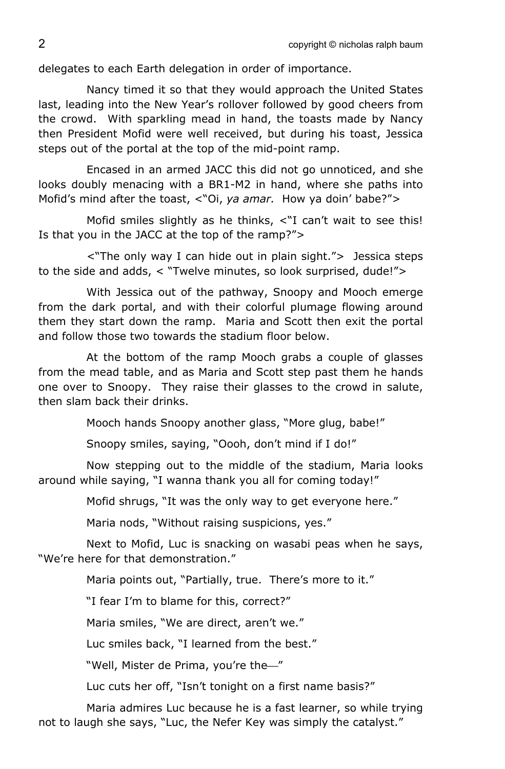delegates to each Earth delegation in order of importance.

Nancy timed it so that they would approach the United States last, leading into the New Year's rollover followed by good cheers from the crowd. With sparkling mead in hand, the toasts made by Nancy then President Mofid were well received, but during his toast, Jessica steps out of the portal at the top of the mid-point ramp.

Encased in an armed JACC this did not go unnoticed, and she looks doubly menacing with a BR1-M2 in hand, where she paths into Mofid's mind after the toast, <"Oi, *ya amar.* How ya doin' babe?">

Mofid smiles slightly as he thinks, <"I can't wait to see this! Is that you in the JACC at the top of the ramp?">

<"The only way I can hide out in plain sight."> Jessica steps to the side and adds, < "Twelve minutes, so look surprised, dude!">

With Jessica out of the pathway, Snoopy and Mooch emerge from the dark portal, and with their colorful plumage flowing around them they start down the ramp. Maria and Scott then exit the portal and follow those two towards the stadium floor below.

At the bottom of the ramp Mooch grabs a couple of glasses from the mead table, and as Maria and Scott step past them he hands one over to Snoopy. They raise their glasses to the crowd in salute, then slam back their drinks.

Mooch hands Snoopy another glass, "More glug, babe!"

Snoopy smiles, saying, "Oooh, don't mind if I do!"

Now stepping out to the middle of the stadium, Maria looks around while saying, "I wanna thank you all for coming today!"

Mofid shrugs, "It was the only way to get everyone here."

Maria nods, "Without raising suspicions, yes."

Next to Mofid, Luc is snacking on wasabi peas when he says, "We're here for that demonstration."

Maria points out, "Partially, true. There's more to it."

"I fear I'm to blame for this, correct?"

Maria smiles, "We are direct, aren't we."

Luc smiles back, "I learned from the best."

"Well, Mister de Prima, you're the—"

Luc cuts her off, "Isn't tonight on a first name basis?"

Maria admires Luc because he is a fast learner, so while trying not to laugh she says, "Luc, the Nefer Key was simply the catalyst."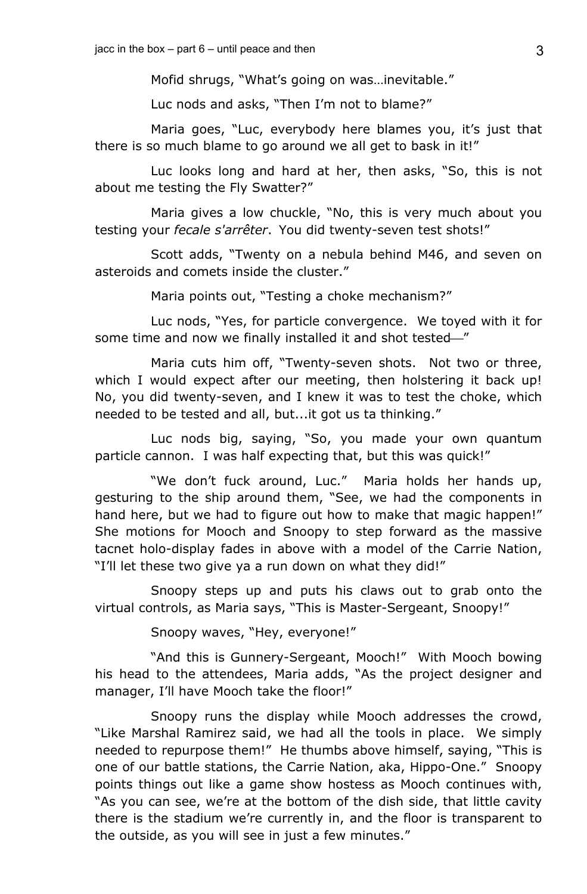Mofid shrugs, "What's going on was…inevitable."

Luc nods and asks, "Then I'm not to blame?"

Maria goes, "Luc, everybody here blames you, it's just that there is so much blame to go around we all get to bask in it!"

Luc looks long and hard at her, then asks, "So, this is not about me testing the Fly Swatter?"

Maria gives a low chuckle, "No, this is very much about you testing your *fecale s'arrêter*. You did twenty-seven test shots!"

Scott adds, "Twenty on a nebula behind M46, and seven on asteroids and comets inside the cluster."

Maria points out, "Testing a choke mechanism?"

Luc nods, "Yes, for particle convergence. We toyed with it for some time and now we finally installed it and shot tested—"

Maria cuts him off, "Twenty-seven shots. Not two or three, which I would expect after our meeting, then holstering it back up! No, you did twenty-seven, and I knew it was to test the choke, which needed to be tested and all, but...it got us ta thinking."

Luc nods big, saying, "So, you made your own quantum particle cannon. I was half expecting that, but this was quick!"

"We don't fuck around, Luc." Maria holds her hands up, gesturing to the ship around them, "See, we had the components in hand here, but we had to figure out how to make that magic happen!" She motions for Mooch and Snoopy to step forward as the massive tacnet holo-display fades in above with a model of the Carrie Nation, "I'll let these two give ya a run down on what they did!"

Snoopy steps up and puts his claws out to grab onto the virtual controls, as Maria says, "This is Master-Sergeant, Snoopy!"

Snoopy waves, "Hey, everyone!"

"And this is Gunnery-Sergeant, Mooch!" With Mooch bowing his head to the attendees, Maria adds, "As the project designer and manager, I'll have Mooch take the floor!"

Snoopy runs the display while Mooch addresses the crowd, "Like Marshal Ramirez said, we had all the tools in place. We simply needed to repurpose them!" He thumbs above himself, saying, "This is one of our battle stations, the Carrie Nation, aka, Hippo-One." Snoopy points things out like a game show hostess as Mooch continues with, "As you can see, we're at the bottom of the dish side, that little cavity there is the stadium we're currently in, and the floor is transparent to the outside, as you will see in just a few minutes."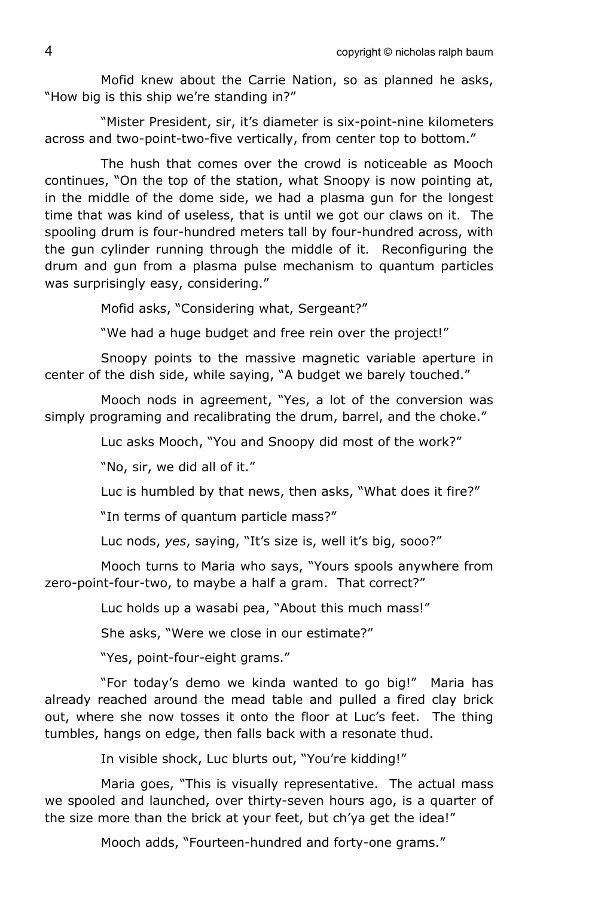Mofid knew about the Carrie Nation, so as planned he asks, "How big is this ship we're standing in?"

"Mister President, sir, it's diameter is six-point-nine kilometers across and two-point-two-five vertically, from center top to bottom."

The hush that comes over the crowd is noticeable as Mooch continues, "On the top of the station, what Snoopy is now pointing at, in the middle of the dome side, we had a plasma gun for the longest time that was kind of useless, that is until we got our claws on it. The spooling drum is four-hundred meters tall by four-hundred across, with the gun cylinder running through the middle of it. Reconfiguring the drum and gun from a plasma pulse mechanism to quantum particles was surprisingly easy, considering."

Mofid asks, "Considering what, Sergeant?"

"We had a huge budget and free rein over the project!"

Snoopy points to the massive magnetic variable aperture in center of the dish side, while saying, "A budget we barely touched."

Mooch nods in agreement, "Yes, a lot of the conversion was simply programing and recalibrating the drum, barrel, and the choke."

Luc asks Mooch, "You and Snoopy did most of the work?"

"No, sir, we did all of it."

Luc is humbled by that news, then asks, "What does it fire?"

"In terms of quantum particle mass?"

Luc nods, *yes*, saying, "It's size is, well it's big, sooo?"

Mooch turns to Maria who says, "Yours spools anywhere from zero-point-four-two, to maybe a half a gram. That correct?"

Luc holds up a wasabi pea, "About this much mass!"

She asks, "Were we close in our estimate?"

"Yes, point-four-eight grams."

"For today's demo we kinda wanted to go big!" Maria has already reached around the mead table and pulled a fired clay brick out, where she now tosses it onto the floor at Luc's feet. The thing tumbles, hangs on edge, then falls back with a resonate thud.

In visible shock, Luc blurts out, "You're kidding!"

Maria goes, "This is visually representative. The actual mass we spooled and launched, over thirty-seven hours ago, is a quarter of the size more than the brick at your feet, but ch'ya get the idea!"

Mooch adds, "Fourteen-hundred and forty-one grams."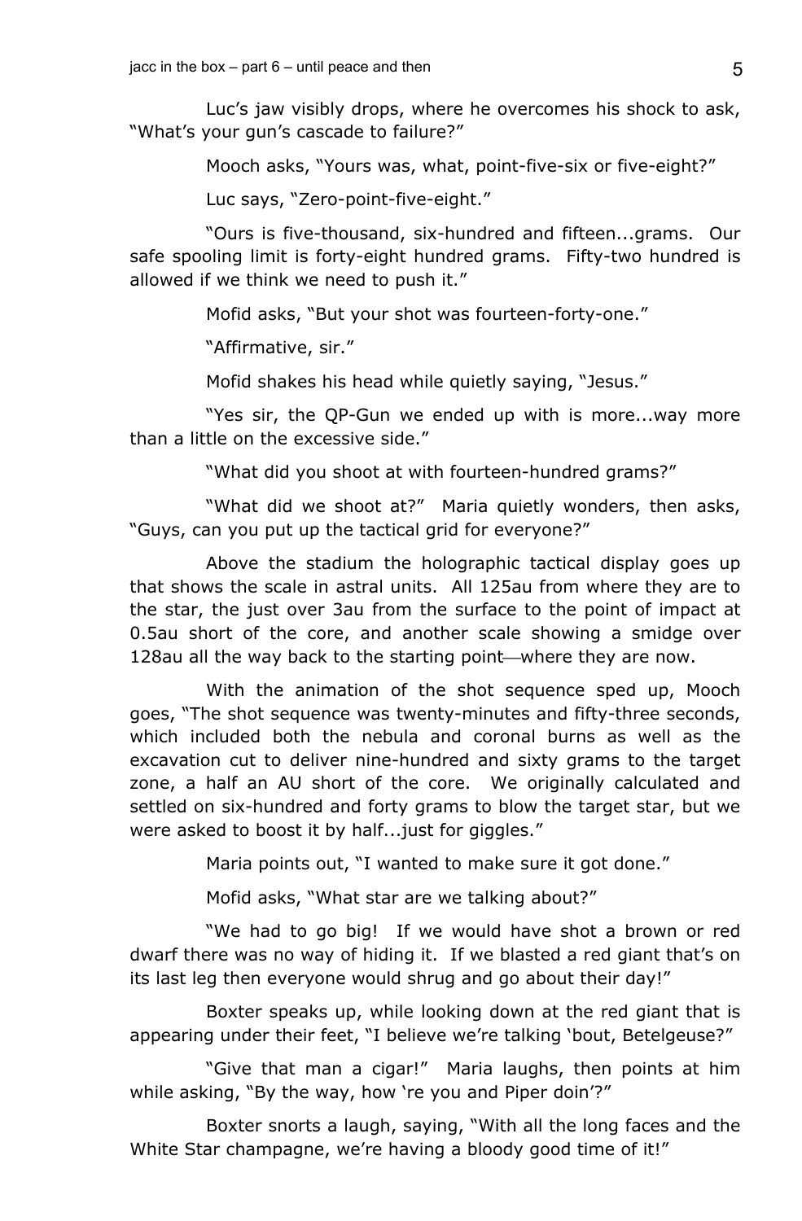Luc's jaw visibly drops, where he overcomes his shock to ask, "What's your gun's cascade to failure?"

Mooch asks, "Yours was, what, point-five-six or five-eight?"

Luc says, "Zero-point-five-eight."

"Ours is five-thousand, six-hundred and fifteen...grams. Our safe spooling limit is forty-eight hundred grams. Fifty-two hundred is allowed if we think we need to push it."

Mofid asks, "But your shot was fourteen-forty-one."

"Affirmative, sir."

Mofid shakes his head while quietly saying, "Jesus."

"Yes sir, the QP-Gun we ended up with is more...way more than a little on the excessive side."

"What did you shoot at with fourteen-hundred grams?"

"What did we shoot at?" Maria quietly wonders, then asks, "Guys, can you put up the tactical grid for everyone?"

Above the stadium the holographic tactical display goes up that shows the scale in astral units. All 125au from where they are to the star, the just over 3au from the surface to the point of impact at 0.5au short of the core, and another scale showing a smidge over 128au all the way back to the starting point—where they are now.

With the animation of the shot sequence sped up, Mooch goes, "The shot sequence was twenty-minutes and fifty-three seconds, which included both the nebula and coronal burns as well as the excavation cut to deliver nine-hundred and sixty grams to the target zone, a half an AU short of the core. We originally calculated and settled on six-hundred and forty grams to blow the target star, but we were asked to boost it by half...just for giggles."

Maria points out, "I wanted to make sure it got done."

Mofid asks, "What star are we talking about?"

"We had to go big! If we would have shot a brown or red dwarf there was no way of hiding it. If we blasted a red giant that's on its last leg then everyone would shrug and go about their day!"

Boxter speaks up, while looking down at the red giant that is appearing under their feet, "I believe we're talking 'bout, Betelgeuse?"

"Give that man a cigar!" Maria laughs, then points at him while asking, "By the way, how 're you and Piper doin'?"

Boxter snorts a laugh, saying, "With all the long faces and the White Star champagne, we're having a bloody good time of it!"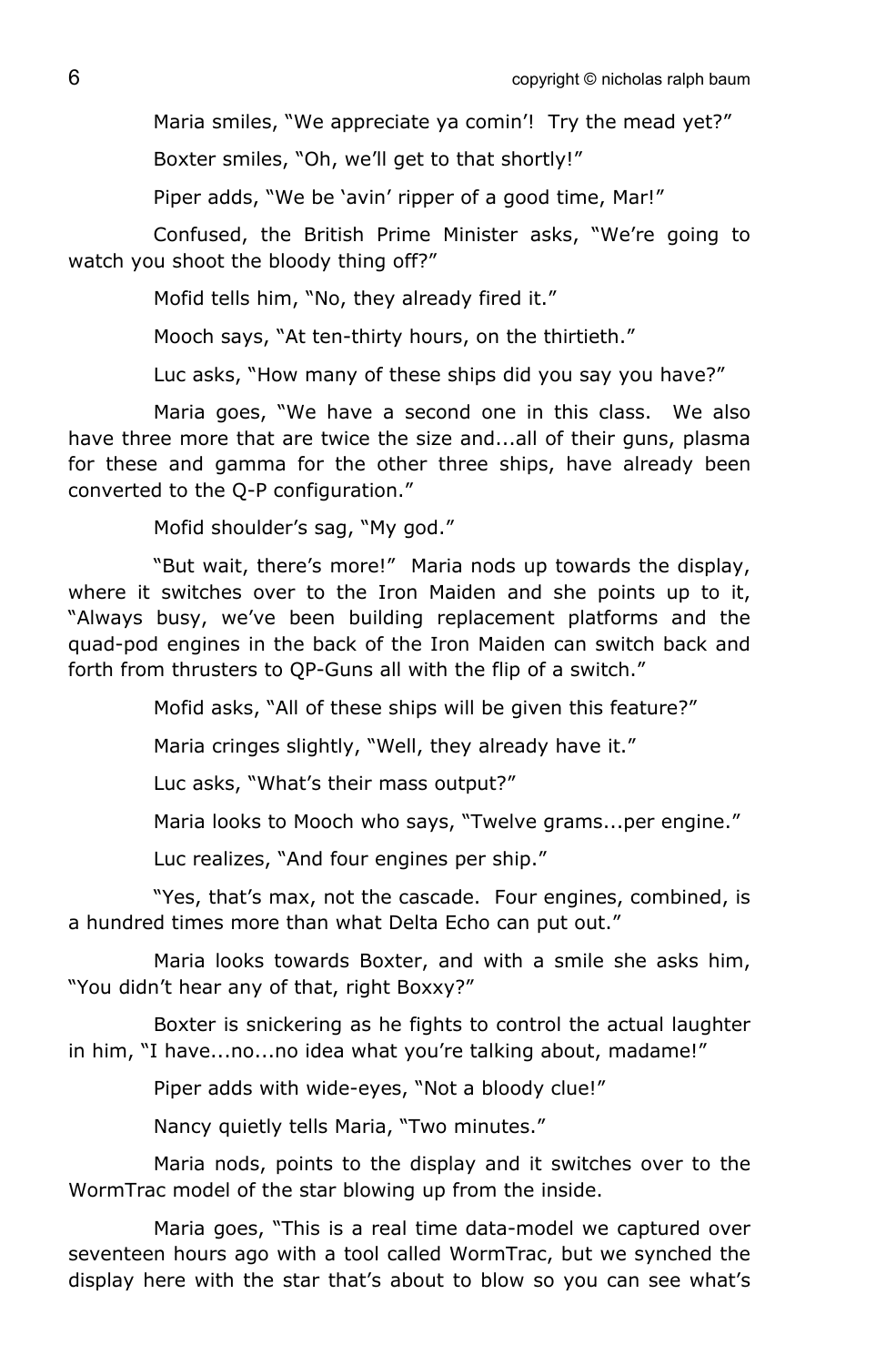Maria smiles, "We appreciate ya comin'! Try the mead yet?"

Boxter smiles, "Oh, we'll get to that shortly!"

Piper adds, "We be 'avin' ripper of a good time, Mar!"

Confused, the British Prime Minister asks, "We're going to watch you shoot the bloody thing off?"

Mofid tells him, "No, they already fired it."

Mooch says, "At ten-thirty hours, on the thirtieth."

Luc asks, "How many of these ships did you say you have?"

Maria goes, "We have a second one in this class. We also have three more that are twice the size and...all of their guns, plasma for these and gamma for the other three ships, have already been converted to the Q-P configuration."

Mofid shoulder's sag, "My god."

"But wait, there's more!" Maria nods up towards the display, where it switches over to the Iron Maiden and she points up to it, "Always busy, we've been building replacement platforms and the quad-pod engines in the back of the Iron Maiden can switch back and forth from thrusters to QP-Guns all with the flip of a switch."

Mofid asks, "All of these ships will be given this feature?"

Maria cringes slightly, "Well, they already have it."

Luc asks, "What's their mass output?"

Maria looks to Mooch who says, "Twelve grams...per engine."

Luc realizes, "And four engines per ship."

"Yes, that's max, not the cascade. Four engines, combined, is a hundred times more than what Delta Echo can put out."

Maria looks towards Boxter, and with a smile she asks him, "You didn't hear any of that, right Boxxy?"

Boxter is snickering as he fights to control the actual laughter in him, "I have...no...no idea what you're talking about, madame!"

Piper adds with wide-eyes, "Not a bloody clue!"

Nancy quietly tells Maria, "Two minutes."

Maria nods, points to the display and it switches over to the WormTrac model of the star blowing up from the inside.

Maria goes, "This is a real time data-model we captured over seventeen hours ago with a tool called WormTrac, but we synched the display here with the star that's about to blow so you can see what's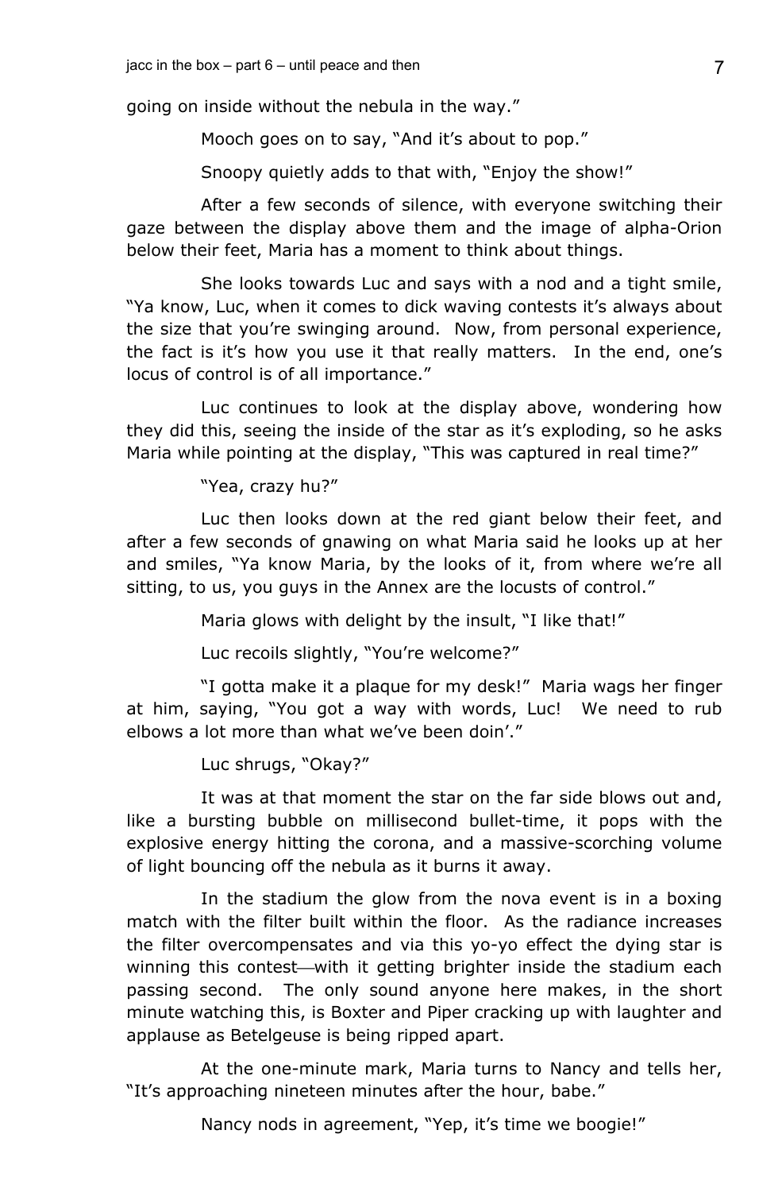going on inside without the nebula in the way."

Mooch goes on to say, "And it's about to pop."

Snoopy quietly adds to that with, "Enjoy the show!"

After a few seconds of silence, with everyone switching their gaze between the display above them and the image of alpha-Orion below their feet, Maria has a moment to think about things.

She looks towards Luc and says with a nod and a tight smile, "Ya know, Luc, when it comes to dick waving contests it's always about the size that you're swinging around. Now, from personal experience, the fact is it's how you use it that really matters. In the end, one's locus of control is of all importance."

Luc continues to look at the display above, wondering how they did this, seeing the inside of the star as it's exploding, so he asks Maria while pointing at the display, "This was captured in real time?"

"Yea, crazy hu?"

Luc then looks down at the red giant below their feet, and after a few seconds of gnawing on what Maria said he looks up at her and smiles, "Ya know Maria, by the looks of it, from where we're all sitting, to us, you guys in the Annex are the locusts of control."

Maria glows with delight by the insult, "I like that!"

Luc recoils slightly, "You're welcome?"

"I gotta make it a plaque for my desk!" Maria wags her finger at him, saying, "You got a way with words, Luc! We need to rub elbows a lot more than what we've been doin'."

Luc shrugs, "Okay?"

It was at that moment the star on the far side blows out and, like a bursting bubble on millisecond bullet-time, it pops with the explosive energy hitting the corona, and a massive-scorching volume of light bouncing off the nebula as it burns it away.

In the stadium the glow from the nova event is in a boxing match with the filter built within the floor. As the radiance increases the filter overcompensates and via this yo-yo effect the dying star is winning this contest—with it getting brighter inside the stadium each passing second. The only sound anyone here makes, in the short minute watching this, is Boxter and Piper cracking up with laughter and applause as Betelgeuse is being ripped apart.

At the one-minute mark, Maria turns to Nancy and tells her, "It's approaching nineteen minutes after the hour, babe."

Nancy nods in agreement, "Yep, it's time we boogie!"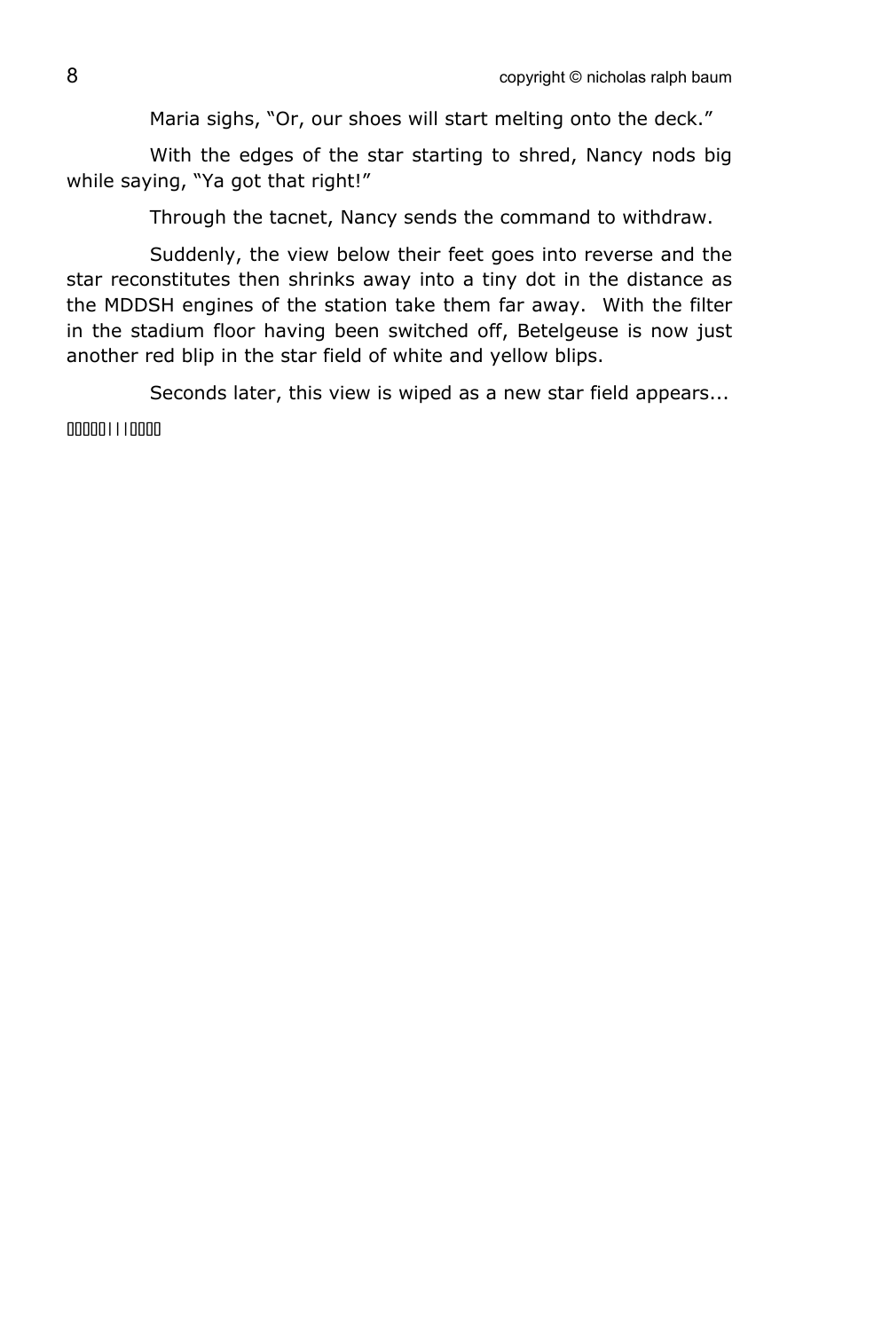Maria sighs, "Or, our shoes will start melting onto the deck."

With the edges of the star starting to shred, Nancy nods big while saying, "Ya got that right!"

Through the tacnet, Nancy sends the command to withdraw.

Suddenly, the view below their feet goes into reverse and the star reconstitutes then shrinks away into a tiny dot in the distance as the MDDSH engines of the station take them far away. With the filter in the stadium floor having been switched off, Betelgeuse is now just another red blip in the star field of white and yellow blips.

Seconds later, this view is wiped as a new star field appears...

▯▯▯▯▯|||▯▯▯▯